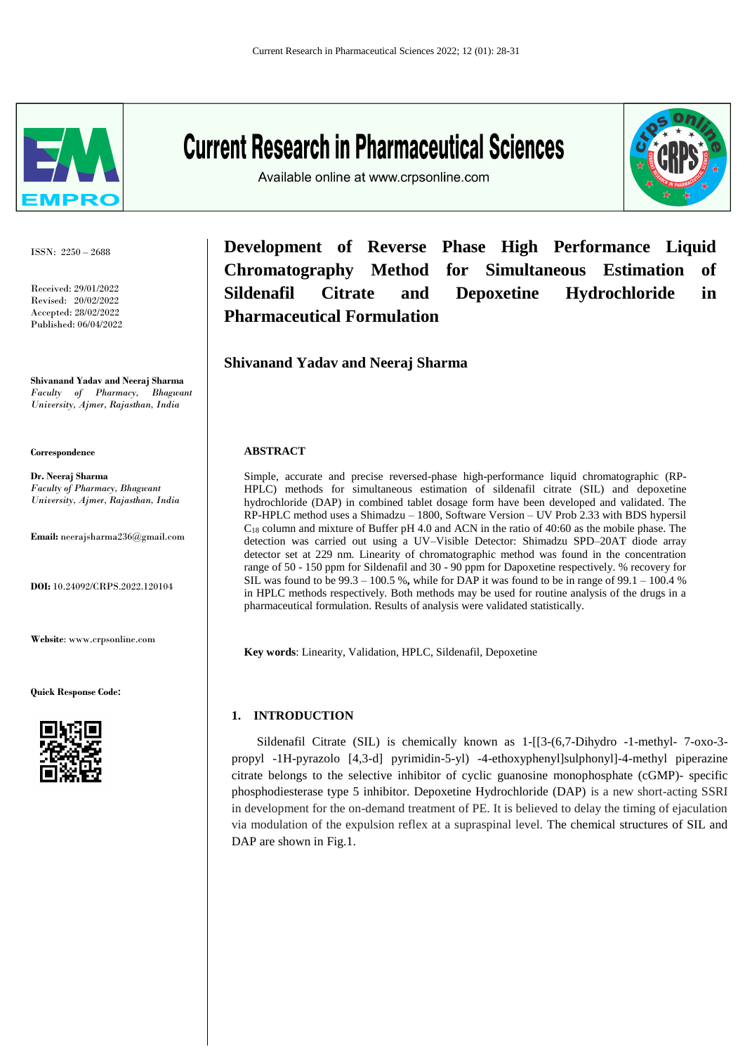# Development of Reverse Phase High Performance Liquid Chromatography Method for Simultaneous Estimation of Sildenafil Citrate and Depoxetine Hydrochloride in Pharmaceutical Formulation

**Shivanand Yadav and Neeraj Sharma**

ISSN: 2250 – 2688

Received: 29/01/2022
Revised: 20/02/2022
Accepted: 28/02/2022
Published: 06/04/2022

**Shivanand Yadav and Neeraj Sharma**
*Faculty of Pharmacy, Bhagwant University, Ajmer, Rajasthan, India*

**Correspondence**

**Dr. Neeraj Sharma**
*Faculty of Pharmacy, Bhagwant University, Ajmer, Rajasthan, India*

**Email:** neerajsharma236@gmail.com

**DOI:** 10.24092/CRPS.2022.120104

**Website**: www.crpsonline.com

**Quick Response Code:**

## ABSTRACT

Simple, accurate and precise reversed-phase high-performance liquid chromatographic (RP-HPLC) methods for simultaneous estimation of sildenafil citrate (SIL) and depoxetine hydrochloride (DAP) in combined tablet dosage form have been developed and validated. The RP-HPLC method uses a Shimadzu – 1800, Software Version – UV Prob 2.33 with BDS hypersil $C_{18}$ column and mixture of Buffer pH 4.0 and ACN in the ratio of 40:60 as the mobile phase. The detection was carried out using a UV–Visible Detector: Shimadzu SPD–20AT diode array detector set at 229 nm. Linearity of chromatographic method was found in the concentration range of 50 - 150 ppm for Sildenafil and 30 - 90 ppm for Dapoxetine respectively. % recovery for SIL was found to be 99.3 – 100.5 %, while for DAP it was found to be in range of 99.1 – 100.4 % in HPLC methods respectively. Both methods may be used for routine analysis of the drugs in a pharmaceutical formulation. Results of analysis were validated statistically.

**Key words**: Linearity, Validation, HPLC, Sildenafil, Depoxetine

## 1. INTRODUCTION

Sildenafil Citrate (SIL) is chemically known as 1-[[3-(6,7-Dihydro -1-methyl- 7-oxo-3-propyl -1H-pyrazolo [4,3-d] pyrimidin-5-yl) -4-ethoxyphenyl]sulphonyl]-4-methyl piperazine citrate belongs to the selective inhibitor of cyclic guanosine monophosphate (cGMP)- specific phosphodiesterase type 5 inhibitor. Depoxetine Hydrochloride (DAP) is a new short-acting SSRI in development for the on-demand treatment of PE. It is believed to delay the timing of ejaculation via modulation of the expulsion reflex at a supraspinal level. The chemical structures of SIL and DAP are shown in Fig.1.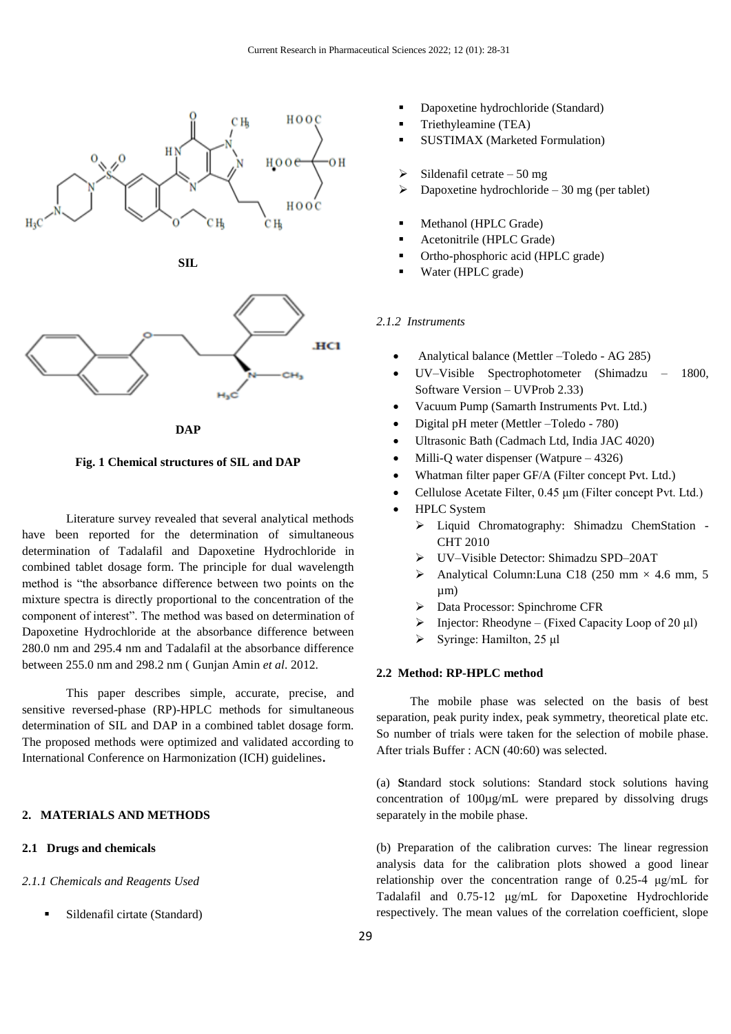SIL

DAP

**Fig. 1 Chemical structures of SIL and DAP**

Literature survey revealed that several analytical methods have been reported for the determination of simultaneous determination of Tadalafil and Dapoxetine Hydrochloride in combined tablet dosage form. The principle for dual wavelength method is "the absorbance difference between two points on the mixture spectra is directly proportional to the concentration of the component of interest". The method was based on determination of Dapoxetine Hydrochloride at the absorbance difference between 280.0 nm and 295.4 nm and Tadalafil at the absorbance difference between 255.0 nm and 298.2 nm ( Gunjan Amin *et al*. 2012.

This paper describes simple, accurate, precise, and sensitive reversed-phase (RP)-HPLC methods for simultaneous determination of SIL and DAP in a combined tablet dosage form. The proposed methods were optimized and validated according to International Conference on Harmonization (ICH) guidelines**.**

## 2. MATERIALS AND METHODS

### 2.1 Drugs and chemicals

*2.1.1 Chemicals and Reagents Used*

- Sildenafil cirtate (Standard)
- Dapoxetine hydrochloride (Standard)
- Triethyleamine (TEA)
- SUSTIMAX (Marketed Formulation)

- Sildenafil cetrate – 50 mg
- Dapoxetine hydrochloride – 30 mg (per tablet)

- Methanol (HPLC Grade)
- Acetonitrile (HPLC Grade)
- Ortho-phosphoric acid (HPLC grade)
- Water (HPLC grade)

*2.1.2 Instruments*

- Analytical balance (Mettler –Toledo - AG 285)
- UV–Visible Spectrophotometer (Shimadzu – 1800, Software Version – UVProb 2.33)
- Vacuum Pump (Samarth Instruments Pvt. Ltd.)
- Digital pH meter (Mettler –Toledo - 780)
- Ultrasonic Bath (Cadmach Ltd, India JAC 4020)
- Milli-Q water dispenser (Watpure – 4326)
- Whatman filter paper GF/A (Filter concept Pvt. Ltd.)
- Cellulose Acetate Filter, 0.45 µm (Filter concept Pvt. Ltd.)
- HPLC System
  - Liquid Chromatography: Shimadzu ChemStation - CHT 2010
  - UV–Visible Detector: Shimadzu SPD–20AT
  - Analytical Column:Luna C18 (250 mm × 4.6 mm, 5 µm)
  - Data Processor: Spinchrome CFR
  - Injector: Rheodyne – (Fixed Capacity Loop of 20 µl)
  - Syringe: Hamilton, 25 µl

### 2.2 Method: RP-HPLC method

The mobile phase was selected on the basis of best separation, peak purity index, peak symmetry, theoretical plate etc. So number of trials were taken for the selection of mobile phase. After trials Buffer : ACN (40:60) was selected.

(a) **S**tandard stock solutions: Standard stock solutions having concentration of 100µg/mL were prepared by dissolving drugs separately in the mobile phase.

(b) Preparation of the calibration curves: The linear regression analysis data for the calibration plots showed a good linear relationship over the concentration range of 0.25-4 µg/mL for Tadalafil and 0.75-12 µg/mL for Dapoxetine Hydrochloride respectively. The mean values of the correlation coefficient, slope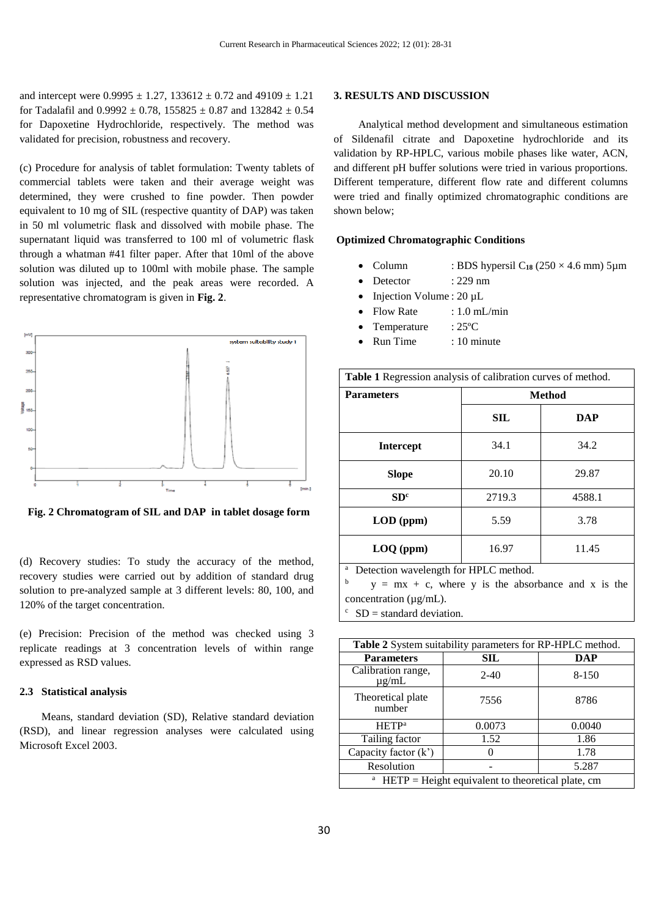and intercept were 0.9995 ± 1.27, 133612 ± 0.72 and 49109 ± 1.21 for Tadalafil and 0.9992 ± 0.78, 155825 ± 0.87 and 132842 ± 0.54 for Dapoxetine Hydrochloride, respectively. The method was validated for precision, robustness and recovery.

(c) Procedure for analysis of tablet formulation: Twenty tablets of commercial tablets were taken and their average weight was determined, they were crushed to fine powder. Then powder equivalent to 10 mg of SIL (respective quantity of DAP) was taken in 50 ml volumetric flask and dissolved with mobile phase. The supernatant liquid was transferred to 100 ml of volumetric flask through a whatman #41 filter paper. After that 10ml of the above solution was diluted up to 100ml with mobile phase. The sample solution was injected, and the peak areas were recorded. A representative chromatogram is given in **Fig. 2**.

**Fig. 2 Chromatogram of SIL and DAP in tablet dosage form**

(d) Recovery studies: To study the accuracy of the method, recovery studies were carried out by addition of standard drug solution to pre-analyzed sample at 3 different levels: 80, 100, and 120% of the target concentration.

(e) Precision: Precision of the method was checked using 3 replicate readings at 3 concentration levels of within range expressed as RSD values.

### 2.3 Statistical analysis

Means, standard deviation (SD), Relative standard deviation (RSD), and linear regression analyses were calculated using Microsoft Excel 2003.

## 3. RESULTS AND DISCUSSION

Analytical method development and simultaneous estimation of Sildenafil citrate and Dapoxetine hydrochloride and its validation by RP-HPLC, various mobile phases like water, ACN, and different pH buffer solutions were tried in various proportions. Different temperature, different flow rate and different columns were tried and finally optimized chromatographic conditions are shown below;

**Optimized Chromatographic Conditions**

- Column : BDS hypersil $C_{18}$ (250 × 4.6 mm) 5µm
- Detector : 229 nm
- Injection Volume : 20 µL
- Flow Rate : 1.0 mL/min
- Temperature : 25ºC
- Run Time : 10 minute

**Table 1** Regression analysis of calibration curves of method.

| Parameters | Method | |
|---|---|---|
| | SIL | DAP |
| **Intercept** | 34.1 | 34.2 |
| **Slope** | 20.10 | 29.87 |
| **SD**[c] | 2719.3 | 4588.1 |
| **LOD (ppm)** | 5.59 | 3.78 |
| **LOQ (ppm)** | 16.97 | 11.45 |

[a] Detection wavelength for HPLC method.
[b] $y = mx + c$, where y is the absorbance and x is the concentration (µg/mL).
[c] SD = standard deviation.

**Table 2** System suitability parameters for RP-HPLC method.

| Parameters | SIL | DAP |
|---|---|---|
| Calibration range, µg/mL | 2-40 | 8-150 |
| Theoretical plate number | 7556 | 8786 |
| HETP[a] | 0.0073 | 0.0040 |
| Tailing factor | 1.52 | 1.86 |
| Capacity factor (k') | 0 | 1.78 |
| Resolution | - | 5.287 |

[a] HETP = Height equivalent to theoretical plate, cm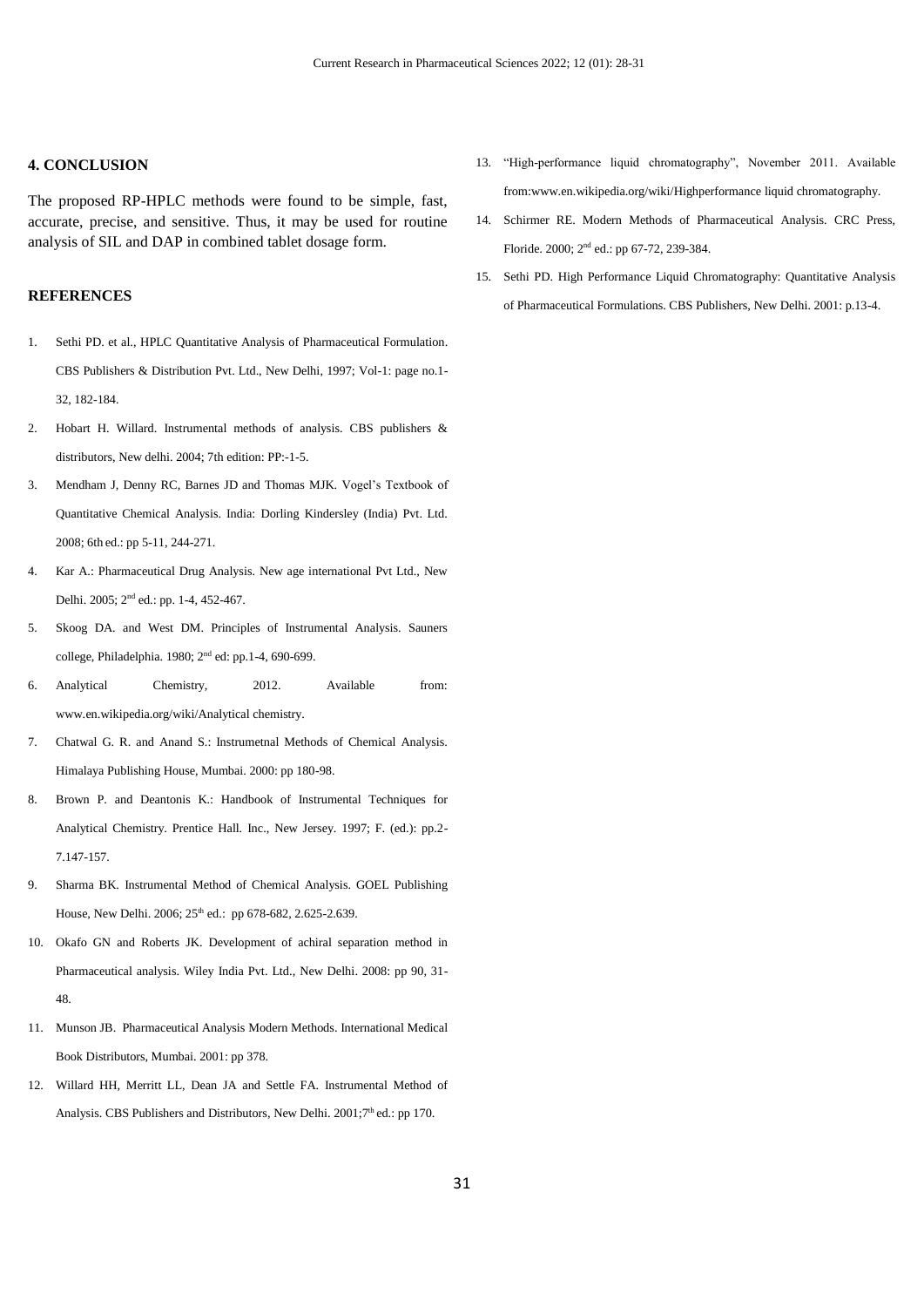## 4. CONCLUSION

The proposed RP-HPLC methods were found to be simple, fast, accurate, precise, and sensitive. Thus, it may be used for routine analysis of SIL and DAP in combined tablet dosage form.

## REFERENCES

1. Sethi PD. et al., HPLC Quantitative Analysis of Pharmaceutical Formulation. CBS Publishers & Distribution Pvt. Ltd., New Delhi, 1997; Vol-1: page no.1-32, 182-184.
2. Hobart H. Willard. Instrumental methods of analysis. CBS publishers & distributors, New delhi. 2004; 7th edition: PP:-1-5.
3. Mendham J, Denny RC, Barnes JD and Thomas MJK. Vogel's Textbook of Quantitative Chemical Analysis. India: Dorling Kindersley (India) Pvt. Ltd. 2008; 6th ed.: pp 5-11, 244-271.
4. Kar A.: Pharmaceutical Drug Analysis. New age international Pvt Ltd., New Delhi. 2005; 2nd ed.: pp. 1-4, 452-467.
5. Skoog DA. and West DM. Principles of Instrumental Analysis. Sauners college, Philadelphia. 1980; 2nd ed: pp.1-4, 690-699.
6. Analytical Chemistry, 2012. Available from: www.en.wikipedia.org/wiki/Analytical chemistry.
7. Chatwal G. R. and Anand S.: Instrumetnal Methods of Chemical Analysis. Himalaya Publishing House, Mumbai. 2000: pp 180-98.
8. Brown P. and Deantonis K.: Handbook of Instrumental Techniques for Analytical Chemistry. Prentice Hall. Inc., New Jersey. 1997; F. (ed.): pp.2-7.147-157.
9. Sharma BK. Instrumental Method of Chemical Analysis. GOEL Publishing House, New Delhi. 2006; 25th ed.: pp 678-682, 2.625-2.639.
10. Okafo GN and Roberts JK. Development of achiral separation method in Pharmaceutical analysis. Wiley India Pvt. Ltd., New Delhi. 2008: pp 90, 31-48.
11. Munson JB. Pharmaceutical Analysis Modern Methods. International Medical Book Distributors, Mumbai. 2001: pp 378.
12. Willard HH, Merritt LL, Dean JA and Settle FA. Instrumental Method of Analysis. CBS Publishers and Distributors, New Delhi. 2001;7th ed.: pp 170.
13. "High-performance liquid chromatography", November 2011. Available from:www.en.wikipedia.org/wiki/Highperformance liquid chromatography.
14. Schirmer RE. Modern Methods of Pharmaceutical Analysis. CRC Press, Floride. 2000; 2nd ed.: pp 67-72, 239-384.
15. Sethi PD. High Performance Liquid Chromatography: Quantitative Analysis of Pharmaceutical Formulations. CBS Publishers, New Delhi. 2001: p.13-4.